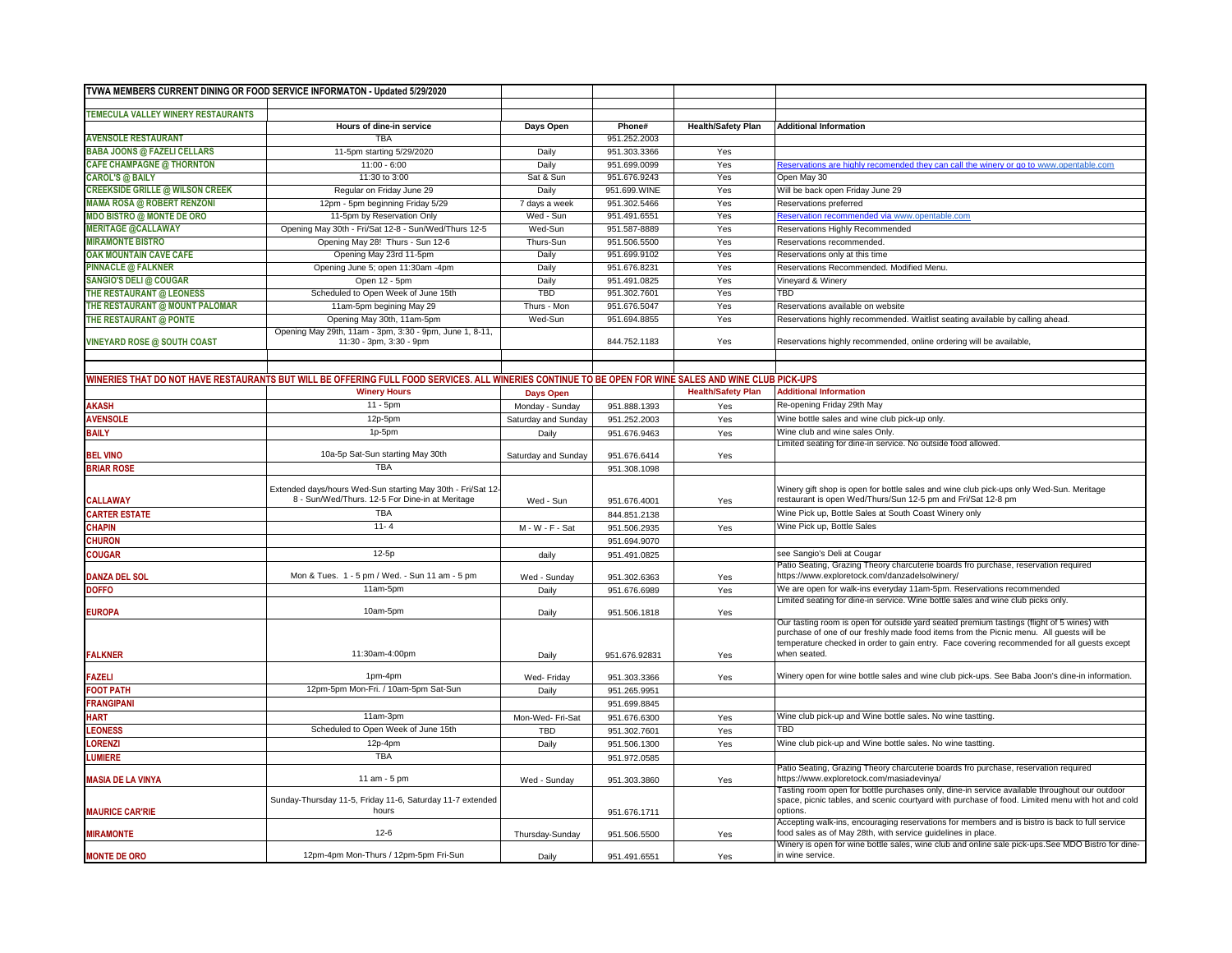**TVWA MEMBERS CURRENT DINING OR FOOD SERVICE INFORMATON - Updated 5/29/2020**

| TEMECULA VALLEY WINERY RESTAURANTS | Hours of dine-in service | Days Open | Phone# | Health/Safety Plan | Additional Information |
|---|---|---|---|---|---|
| AVENSOLE RESTAURANT | TBA | | 951.252.2003 | | |
| BABA JOONS @ FAZELI CELLARS | 11-5pm starting 5/29/2020 | Daily | 951.303.3366 | Yes | |
| CAFE CHAMPAGNE @ THORNTON | 11:00 - 6:00 | Daily | 951.699.0099 | Yes | Reservations are highly recomended they can call the winery or go to www.opentable.com |
| CAROL'S @ BAILY | 11:30 to 3:00 | Sat & Sun | 951.676.9243 | Yes | Open May 30 |
| CREEKSIDE GRILLE @ WILSON CREEK | Regular on Friday June 29 | Daily | 951.699.WINE | Yes | Will be back open Friday June 29 |
| MAMA ROSA @ ROBERT RENZONI | 12pm - 5pm beginning Friday 5/29 | 7 days a week | 951.302.5466 | Yes | Reservations preferred |
| MDO BISTRO @ MONTE DE ORO | 11-5pm by Reservation Only | Wed - Sun | 951.491.6551 | Yes | Reservation recommended via www.opentable.com |
| MERITAGE @CALLAWAY | Opening May 30th - Fri/Sat 12-8 - Sun/Wed/Thurs 12-5 | Wed-Sun | 951.587-8889 | Yes | Reservations Highly Recommended |
| MIRAMONTE BISTRO | Opening May 28! Thurs - Sun 12-6 | Thurs-Sun | 951.506.5500 | Yes | Reservations recommended. |
| OAK MOUNTAIN CAVE CAFE | Opening May 23rd 11-5pm | Daily | 951.699.9102 | Yes | Reservations only at this time |
| PINNACLE @ FALKNER | Opening June 5; open 11:30am -4pm | Daily | 951.676.8231 | Yes | Reservations Recommended. Modified Menu. |
| SANGIO'S DELI @ COUGAR | Open 12 - 5pm | Daily | 951.491.0825 | Yes | Vineyard & Winery |
| THE RESTAURANT @ LEONESS | Scheduled to Open Week of June 15th | TBD | 951.302.7601 | Yes | TBD |
| THE RESTAURANT @ MOUNT PALOMAR | 11am-5pm begining May 29 | Thurs - Mon | 951.676.5047 | Yes | Reservations available on website |
| THE RESTAURANT @ PONTE | Opening May 30th, 11am-5pm | Wed-Sun | 951.694.8855 | Yes | Reservations highly recommended. Waitlist seating available by calling ahead. |
| VINEYARD ROSE @ SOUTH COAST | Opening May 29th, 11am - 3pm, 3:30 - 9pm, June 1, 8-11, 11:30 - 3pm, 3:30 - 9pm | | 844.752.1183 | Yes | Reservations highly recommended, online ordering will be available, |

**WINERIES THAT DO NOT HAVE RESTAURANTS BUT WILL BE OFFERING FULL FOOD SERVICES. ALL WINERIES CONTINUE TO BE OPEN FOR WINE SALES AND WINE CLUB PICK-UPS**

| | Winery Hours | Days Open | | Health/Safety Plan | Additional Information |
|---|---|---|---|---|---|
| AKASH | 11 - 5pm | Monday - Sunday | 951.888.1393 | Yes | Re-opening Friday 29th May |
| AVENSOLE | 12p-5pm | Saturday and Sunday | 951.252.2003 | Yes | Wine bottle sales and wine club pick-up only. |
| BAILY | 1p-5pm | Daily | 951.676.9463 | Yes | Wine club and wine sales Only. |
| BEL VINO | 10a-5p Sat-Sun starting May 30th | Saturday and Sunday | 951.676.6414 | Yes | Limited seating for dine-in service. No outside food allowed. |
| BRIAR ROSE | TBA | | 951.308.1098 | | |
| CALLAWAY | Extended days/hours Wed-Sun starting May 30th - Fri/Sat 12-8 - Sun/Wed/Thurs. 12-5 For Dine-in at Meritage | Wed - Sun | 951.676.4001 | Yes | Winery gift shop is open for bottle sales and wine club pick-ups only Wed-Sun. Meritage restaurant is open Wed/Thurs/Sun 12-5 pm and Fri/Sat 12-8 pm |
| CARTER ESTATE | TBA | | 844.851.2138 | | Wine Pick up, Bottle Sales at South Coast Winery only |
| CHAPIN | 11- 4 | M - W - F - Sat | 951.506.2935 | Yes | Wine Pick up, Bottle Sales |
| CHURON | | | 951.694.9070 | | |
| COUGAR | 12-5p | daily | 951.491.0825 | | see Sangio's Deli at Cougar |
| DANZA DEL SOL | Mon & Tues. 1 - 5 pm / Wed. - Sun 11 am - 5 pm | Wed - Sunday | 951.302.6363 | Yes | Patio Seating, Grazing Theory charcuterie boards fro purchase, reservation required https://www.exploretock.com/danzadelsolwinery/ |
| DOFFO | 11am-5pm | Daily | 951.676.6989 | Yes | We are open for walk-ins everyday 11am-5pm. Reservations recommended |
| EUROPA | 10am-5pm | Daily | 951.506.1818 | Yes | Limited seating for dine-in service. Wine bottle sales and wine club picks only. |
| FALKNER | 11:30am-4:00pm | Daily | 951.676.92831 | Yes | Our tasting room is open for outside yard seated premium tastings (flight of 5 wines) with purchase of one of our freshly made food items from the Picnic menu. All guests will be temperature checked in order to gain entry. Face covering recommended for all guests except when seated. |
| FAZELI | 1pm-4pm | Wed- Friday | 951.303.3366 | Yes | Winery open for wine bottle sales and wine club pick-ups. See Baba Joon's dine-in information. |
| FOOT PATH | 12pm-5pm Mon-Fri. / 10am-5pm Sat-Sun | Daily | 951.265.9951 | | |
| FRANGIPANI | | | 951.699.8845 | | |
| HART | 11am-3pm | Mon-Wed- Fri-Sat | 951.676.6300 | Yes | Wine club pick-up and Wine bottle sales. No wine tastting. |
| LEONESS | Scheduled to Open Week of June 15th | TBD | 951.302.7601 | Yes | TBD |
| LORENZI | 12p-4pm | Daily | 951.506.1300 | Yes | Wine club pick-up and Wine bottle sales. No wine tastting. |
| LUMIERE | TBA | | 951.972.0585 | | |
| MASIA DE LA VINYA | 11 am - 5 pm | Wed - Sunday | 951.303.3860 | Yes | Patio Seating, Grazing Theory charcuterie boards fro purchase, reservation required https://www.exploretock.com/masiadevinya/ |
| MAURICE CAR'RIE | Sunday-Thursday 11-5, Friday 11-6, Saturday 11-7 extended hours | | 951.676.1711 | | Tasting room open for bottle purchases only, dine-in service available throughout our outdoor space, picnic tables, and scenic courtyard with purchase of food. Limited menu with hot and cold options. |
| MIRAMONTE | 12-6 | Thursday-Sunday | 951.506.5500 | Yes | Accepting walk-ins, encouraging reservations for members and is bistro is back to full service food sales as of May 28th, with service guidelines in place. |
| MONTE DE ORO | 12pm-4pm Mon-Thurs / 12pm-5pm Fri-Sun | Daily | 951.491.6551 | Yes | Winery is open for wine bottle sales, wine club and online sale pick-ups.See MDO Bistro for dine-in wine service. |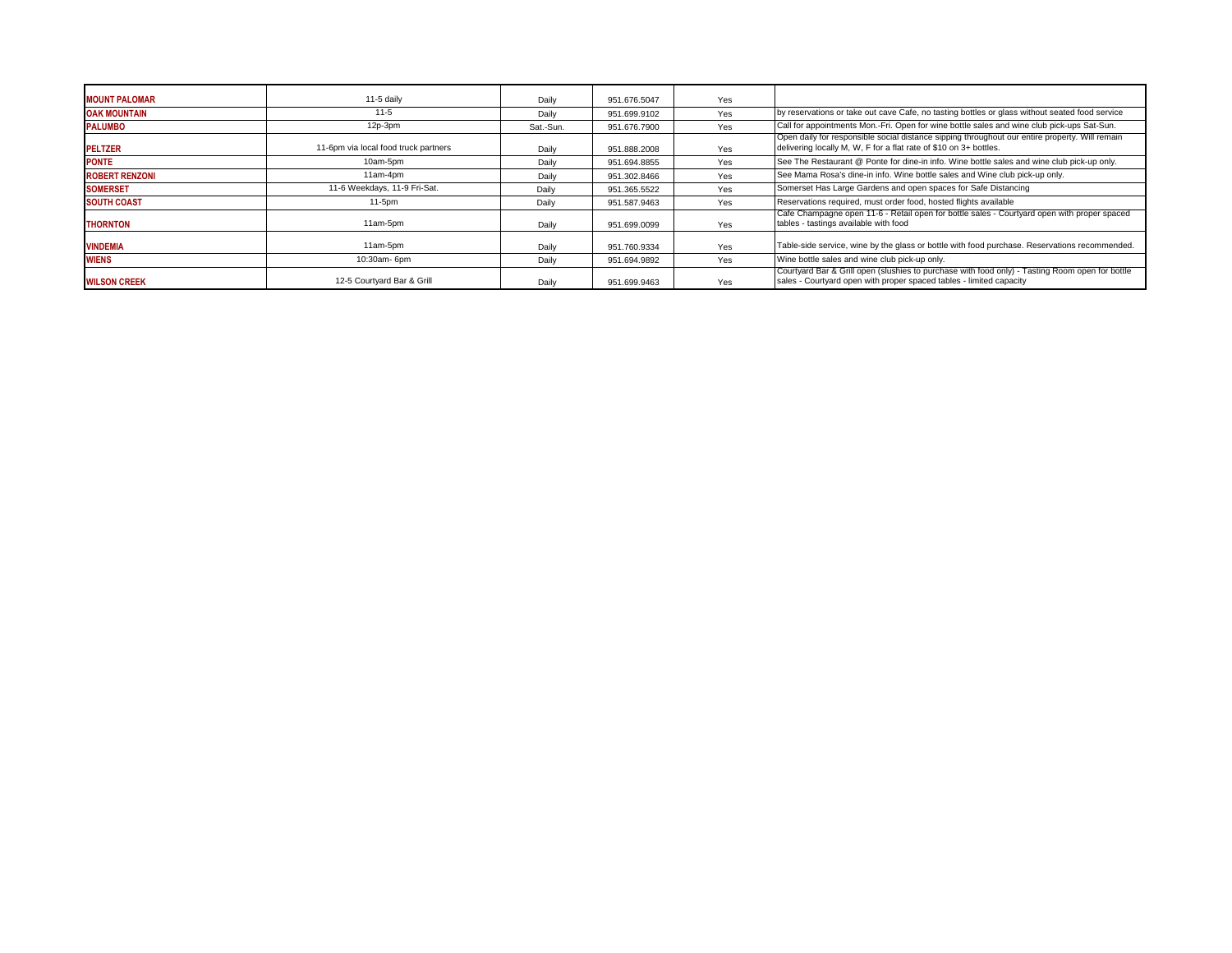| | | | | | |
|---|---|---|---|---|---|
| **MOUNT PALOMAR** | 11-5 daily | Daily | 951.676.5047 | Yes | |
| **OAK MOUNTAIN** | 11-5 | Daily | 951.699.9102 | Yes | by reservations or take out cave Cafe, no tasting bottles or glass without seated food service |
| **PALUMBO** | 12p-3pm | Sat.-Sun. | 951.676.7900 | Yes | Call for appointments Mon.-Fri. Open for wine bottle sales and wine club pick-ups Sat-Sun. |
| **PELTZER** | 11-6pm via local food truck partners | Daily | 951.888.2008 | Yes | Open daily for responsible social distance sipping throughout our entire property. Will remain delivering locally M, W, F for a flat rate of $10 on 3+ bottles. |
| **PONTE** | 10am-5pm | Daily | 951.694.8855 | Yes | See The Restaurant @ Ponte for dine-in info. Wine bottle sales and wine club pick-up only. |
| **ROBERT RENZONI** | 11am-4pm | Daily | 951.302.8466 | Yes | See Mama Rosa's dine-in info. Wine bottle sales and Wine club pick-up only. |
| **SOMERSET** | 11-6 Weekdays, 11-9 Fri-Sat. | Daily | 951.365.5522 | Yes | Somerset Has Large Gardens and open spaces for Safe Distancing |
| **SOUTH COAST** | 11-5pm | Daily | 951.587.9463 | Yes | Reservations required, must order food, hosted flights available |
| **THORNTON** | 11am-5pm | Daily | 951.699.0099 | Yes | Cafe Champagne open 11-6 - Retail open for bottle sales - Courtyard open with proper spaced tables - tastings available with food |
| **VINDEMIA** | 11am-5pm | Daily | 951.760.9334 | Yes | Table-side service, wine by the glass or bottle with food purchase. Reservations recommended. |
| **WIENS** | 10:30am- 6pm | Daily | 951.694.9892 | Yes | Wine bottle sales and wine club pick-up only. |
| **WILSON CREEK** | 12-5 Courtyard Bar & Grill | Daily | 951.699.9463 | Yes | Courtyard Bar & Grill open (slushies to purchase with food only) - Tasting Room open for bottle sales - Courtyard open with proper spaced tables - limited capacity |